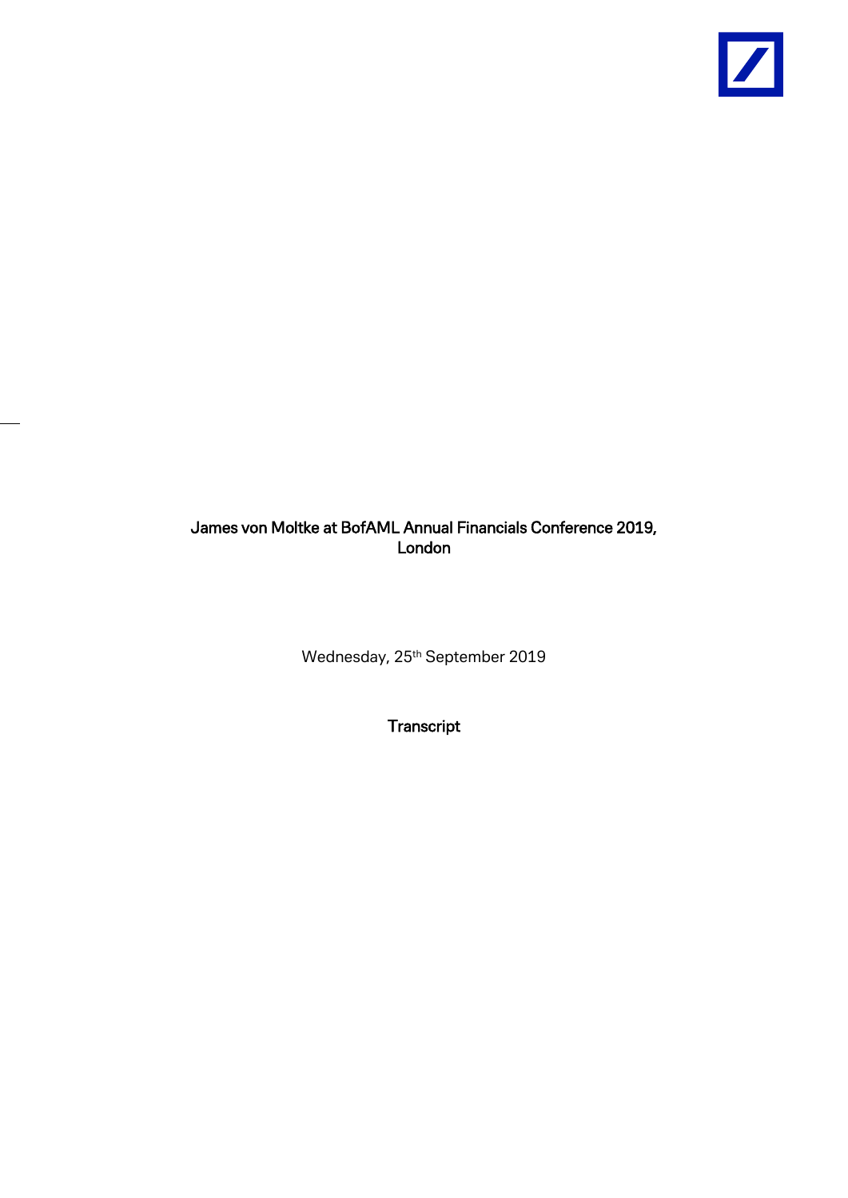# James von Moltke at BofAML Annual Financials Conference 2019, London

Wednesday, 25th September 2019

**Transcript**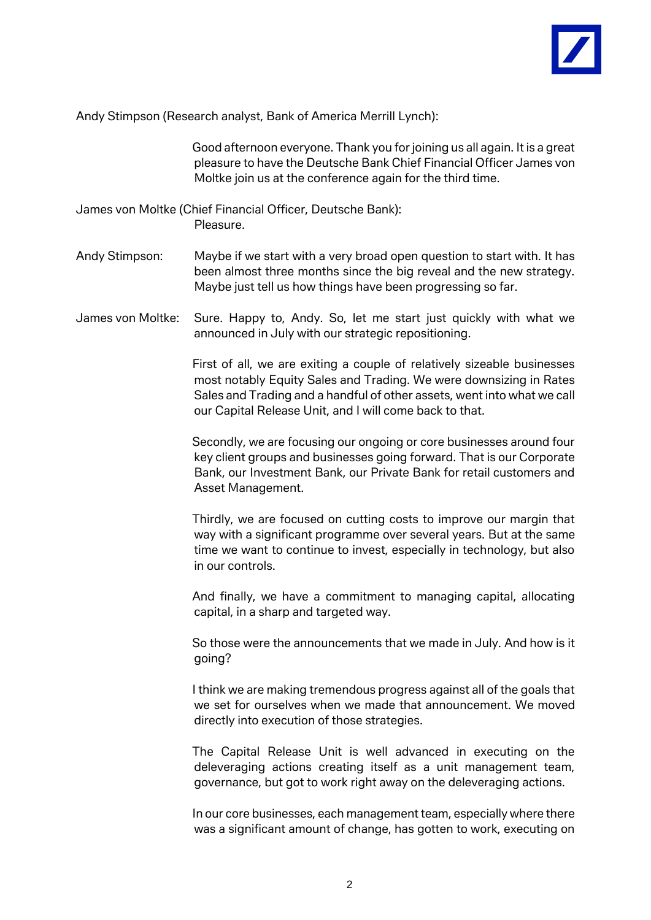Andy Stimpson (Research analyst, Bank of America Merrill Lynch):

Good afternoon everyone. Thank you for joining us all again. It is a great pleasure to have the Deutsche Bank Chief Financial Officer James von Moltke join us at the conference again for the third time.

James von Moltke (Chief Financial Officer, Deutsche Bank):

Pleasure.

Andy Stimpson: Maybe if we start with a very broad open question to start with. It has been almost three months since the big reveal and the new strategy. Maybe just tell us how things have been progressing so far.

James von Moltke: Sure. Happy to, Andy. So, let me start just quickly with what we announced in July with our strategic repositioning.

First of all, we are exiting a couple of relatively sizeable businesses most notably Equity Sales and Trading. We were downsizing in Rates Sales and Trading and a handful of other assets, went into what we call our Capital Release Unit, and I will come back to that.

Secondly, we are focusing our ongoing or core businesses around four key client groups and businesses going forward. That is our Corporate Bank, our Investment Bank, our Private Bank for retail customers and Asset Management.

Thirdly, we are focused on cutting costs to improve our margin that way with a significant programme over several years. But at the same time we want to continue to invest, especially in technology, but also in our controls.

And finally, we have a commitment to managing capital, allocating capital, in a sharp and targeted way.

So those were the announcements that we made in July. And how is it going?

I think we are making tremendous progress against all of the goals that we set for ourselves when we made that announcement. We moved directly into execution of those strategies.

The Capital Release Unit is well advanced in executing on the deleveraging actions creating itself as a unit management team, governance, but got to work right away on the deleveraging actions.

In our core businesses, each management team, especially where there was a significant amount of change, has gotten to work, executing on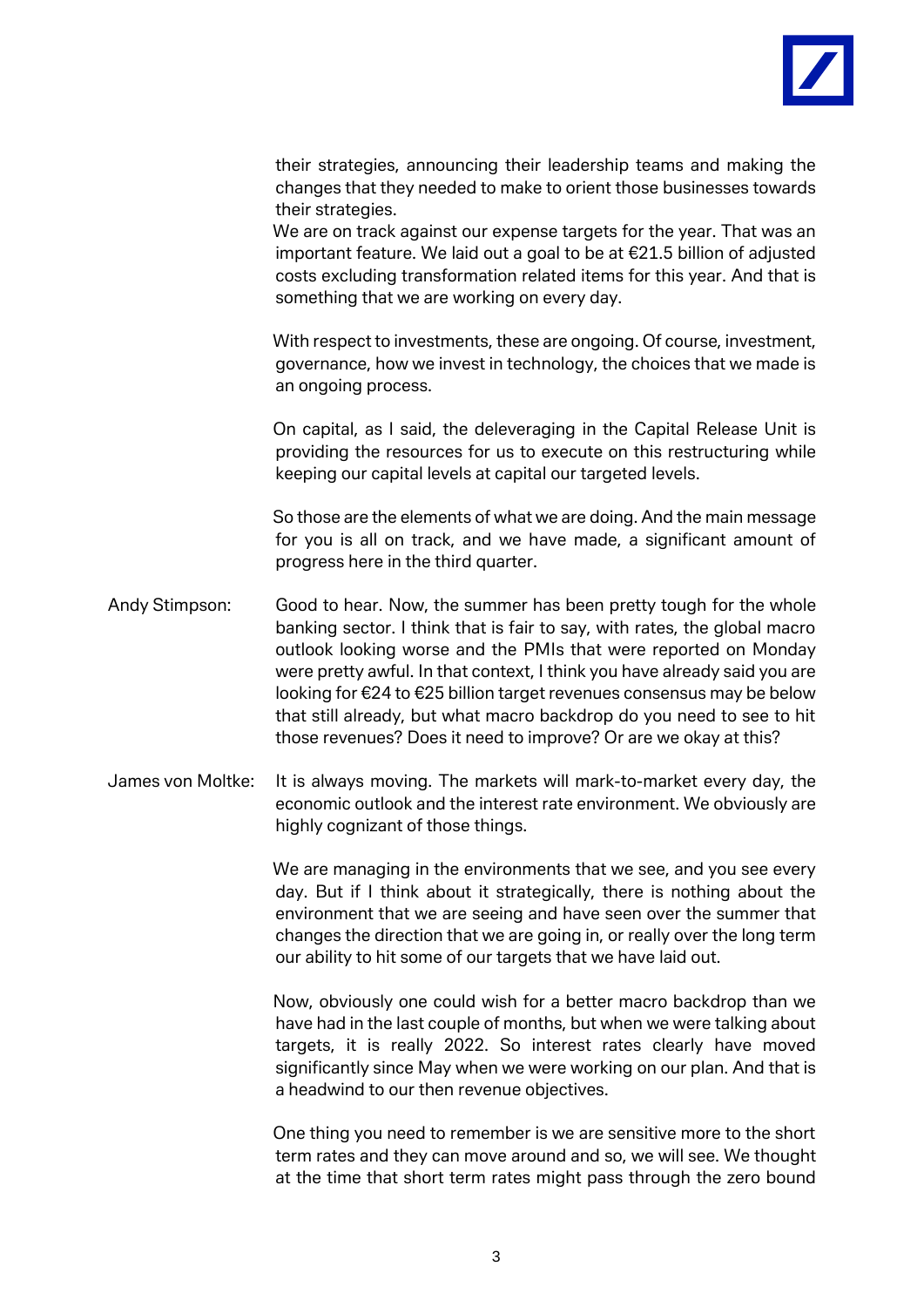their strategies, announcing their leadership teams and making the changes that they needed to make to orient those businesses towards their strategies.

We are on track against our expense targets for the year. That was an important feature. We laid out a goal to be at €21.5 billion of adjusted costs excluding transformation related items for this year. And that is something that we are working on every day.

With respect to investments, these are ongoing. Of course, investment, governance, how we invest in technology, the choices that we made is an ongoing process.

On capital, as I said, the deleveraging in the Capital Release Unit is providing the resources for us to execute on this restructuring while keeping our capital levels at capital our targeted levels.

So those are the elements of what we are doing. And the main message for you is all on track, and we have made, a significant amount of progress here in the third quarter.

Andy Stimpson: Good to hear. Now, the summer has been pretty tough for the whole banking sector. I think that is fair to say, with rates, the global macro outlook looking worse and the PMIs that were reported on Monday were pretty awful. In that context, I think you have already said you are looking for €24 to €25 billion target revenues consensus may be below that still already, but what macro backdrop do you need to see to hit those revenues? Does it need to improve? Or are we okay at this?

James von Moltke: It is always moving. The markets will mark-to-market every day, the economic outlook and the interest rate environment. We obviously are highly cognizant of those things.

We are managing in the environments that we see, and you see every day. But if I think about it strategically, there is nothing about the environment that we are seeing and have seen over the summer that changes the direction that we are going in, or really over the long term our ability to hit some of our targets that we have laid out.

Now, obviously one could wish for a better macro backdrop than we have had in the last couple of months, but when we were talking about targets, it is really 2022. So interest rates clearly have moved significantly since May when we were working on our plan. And that is a headwind to our then revenue objectives.

One thing you need to remember is we are sensitive more to the short term rates and they can move around and so, we will see. We thought at the time that short term rates might pass through the zero bound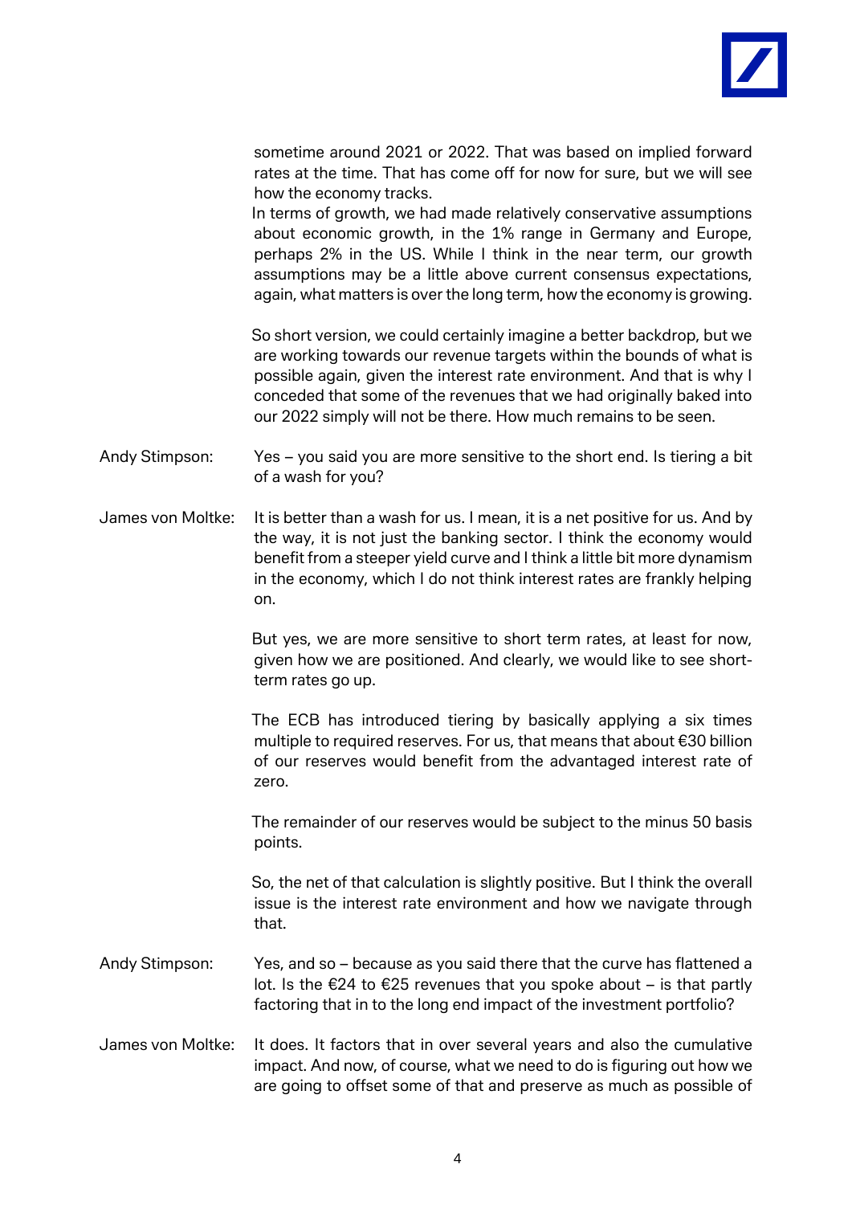sometime around 2021 or 2022. That was based on implied forward rates at the time. That has come off for now for sure, but we will see how the economy tracks.
In terms of growth, we had made relatively conservative assumptions about economic growth, in the 1% range in Germany and Europe, perhaps 2% in the US. While I think in the near term, our growth assumptions may be a little above current consensus expectations, again, what matters is over the long term, how the economy is growing.

So short version, we could certainly imagine a better backdrop, but we are working towards our revenue targets within the bounds of what is possible again, given the interest rate environment. And that is why I conceded that some of the revenues that we had originally baked into our 2022 simply will not be there. How much remains to be seen.

**Andy Stimpson:** Yes – you said you are more sensitive to the short end. Is tiering a bit of a wash for you?

**James von Moltke:** It is better than a wash for us. I mean, it is a net positive for us. And by the way, it is not just the banking sector. I think the economy would benefit from a steeper yield curve and I think a little bit more dynamism in the economy, which I do not think interest rates are frankly helping on.

But yes, we are more sensitive to short term rates, at least for now, given how we are positioned. And clearly, we would like to see short-term rates go up.

The ECB has introduced tiering by basically applying a six times multiple to required reserves. For us, that means that about €30 billion of our reserves would benefit from the advantaged interest rate of zero.

The remainder of our reserves would be subject to the minus 50 basis points.

So, the net of that calculation is slightly positive. But I think the overall issue is the interest rate environment and how we navigate through that.

**Andy Stimpson:** Yes, and so – because as you said there that the curve has flattened a lot. Is the €24 to €25 revenues that you spoke about – is that partly factoring that in to the long end impact of the investment portfolio?

**James von Moltke:** It does. It factors that in over several years and also the cumulative impact. And now, of course, what we need to do is figuring out how we are going to offset some of that and preserve as much as possible of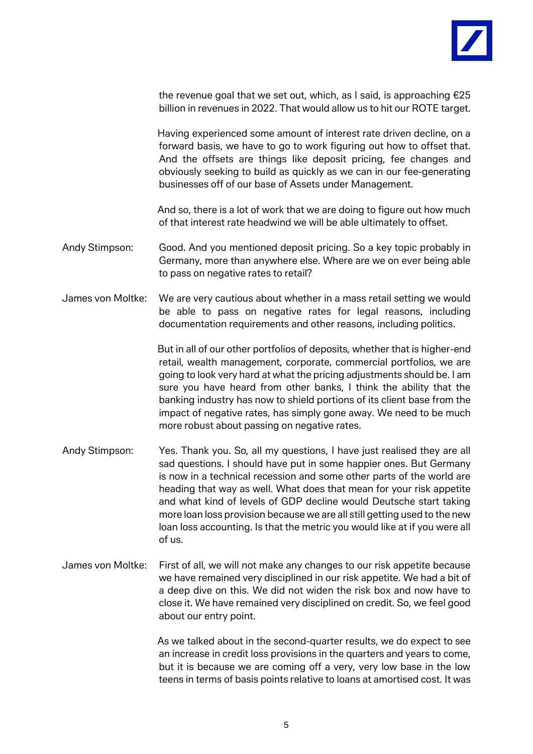the revenue goal that we set out, which, as I said, is approaching €25 billion in revenues in 2022. That would allow us to hit our ROTE target.

Having experienced some amount of interest rate driven decline, on a forward basis, we have to go to work figuring out how to offset that. And the offsets are things like deposit pricing, fee changes and obviously seeking to build as quickly as we can in our fee-generating businesses off of our base of Assets under Management.

And so, there is a lot of work that we are doing to figure out how much of that interest rate headwind we will be able ultimately to offset.

Andy Stimpson: Good. And you mentioned deposit pricing. So a key topic probably in Germany, more than anywhere else. Where are we on ever being able to pass on negative rates to retail?

James von Moltke: We are very cautious about whether in a mass retail setting we would be able to pass on negative rates for legal reasons, including documentation requirements and other reasons, including politics.

But in all of our other portfolios of deposits, whether that is higher-end retail, wealth management, corporate, commercial portfolios, we are going to look very hard at what the pricing adjustments should be. I am sure you have heard from other banks, I think the ability that the banking industry has now to shield portions of its client base from the impact of negative rates, has simply gone away. We need to be much more robust about passing on negative rates.

Andy Stimpson: Yes. Thank you. So, all my questions, I have just realised they are all sad questions. I should have put in some happier ones. But Germany is now in a technical recession and some other parts of the world are heading that way as well. What does that mean for your risk appetite and what kind of levels of GDP decline would Deutsche start taking more loan loss provision because we are all still getting used to the new loan loss accounting. Is that the metric you would like at if you were all of us.

James von Moltke: First of all, we will not make any changes to our risk appetite because we have remained very disciplined in our risk appetite. We had a bit of a deep dive on this. We did not widen the risk box and now have to close it. We have remained very disciplined on credit. So, we feel good about our entry point.

As we talked about in the second-quarter results, we do expect to see an increase in credit loss provisions in the quarters and years to come, but it is because we are coming off a very, very low base in the low teens in terms of basis points relative to loans at amortised cost. It was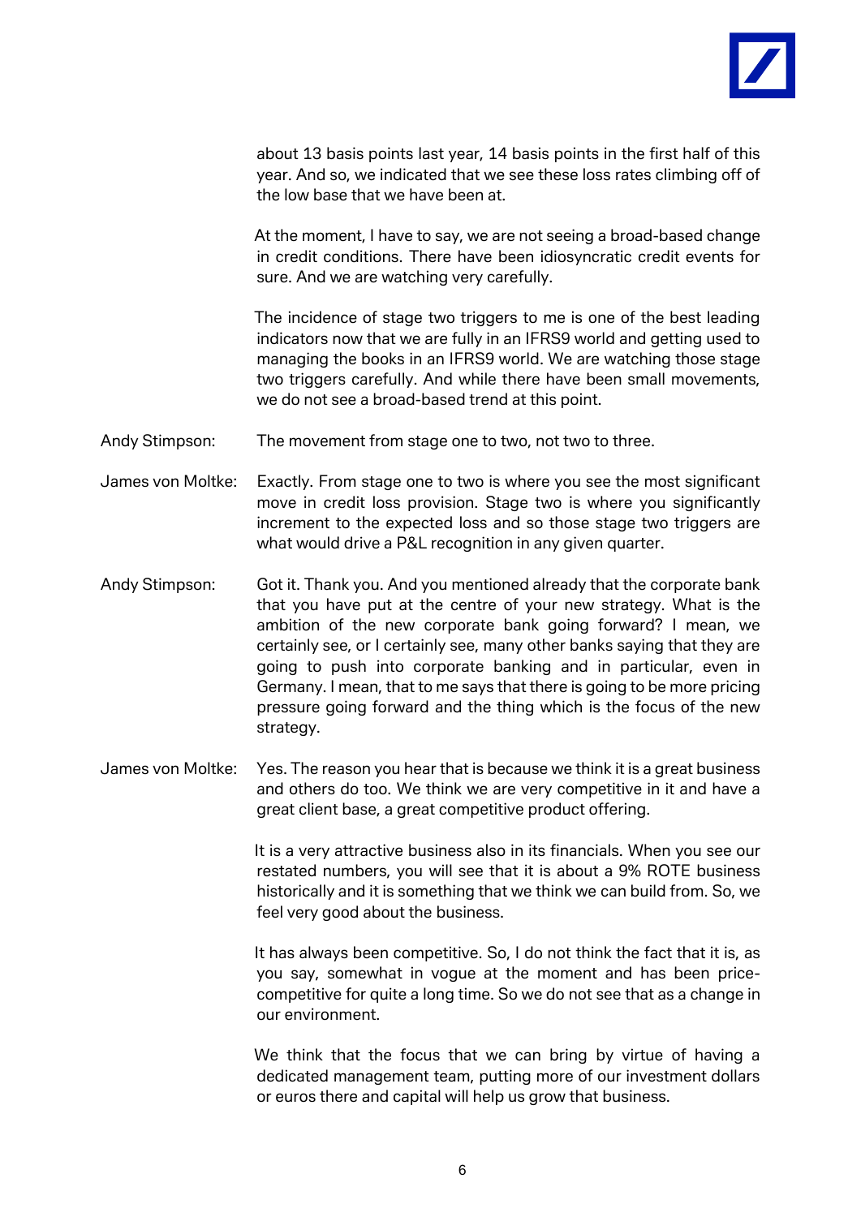about 13 basis points last year, 14 basis points in the first half of this year. And so, we indicated that we see these loss rates climbing off of the low base that we have been at.

At the moment, I have to say, we are not seeing a broad-based change in credit conditions. There have been idiosyncratic credit events for sure. And we are watching very carefully.

The incidence of stage two triggers to me is one of the best leading indicators now that we are fully in an IFRS9 world and getting used to managing the books in an IFRS9 world. We are watching those stage two triggers carefully. And while there have been small movements, we do not see a broad-based trend at this point.

Andy Stimpson: The movement from stage one to two, not two to three.

James von Moltke: Exactly. From stage one to two is where you see the most significant move in credit loss provision. Stage two is where you significantly increment to the expected loss and so those stage two triggers are what would drive a P&L recognition in any given quarter.

Andy Stimpson: Got it. Thank you. And you mentioned already that the corporate bank that you have put at the centre of your new strategy. What is the ambition of the new corporate bank going forward? I mean, we certainly see, or I certainly see, many other banks saying that they are going to push into corporate banking and in particular, even in Germany. I mean, that to me says that there is going to be more pricing pressure going forward and the thing which is the focus of the new strategy.

James von Moltke: Yes. The reason you hear that is because we think it is a great business and others do too. We think we are very competitive in it and have a great client base, a great competitive product offering.

It is a very attractive business also in its financials. When you see our restated numbers, you will see that it is about a 9% ROTE business historically and it is something that we think we can build from. So, we feel very good about the business.

It has always been competitive. So, I do not think the fact that it is, as you say, somewhat in vogue at the moment and has been price-competitive for quite a long time. So we do not see that as a change in our environment.

We think that the focus that we can bring by virtue of having a dedicated management team, putting more of our investment dollars or euros there and capital will help us grow that business.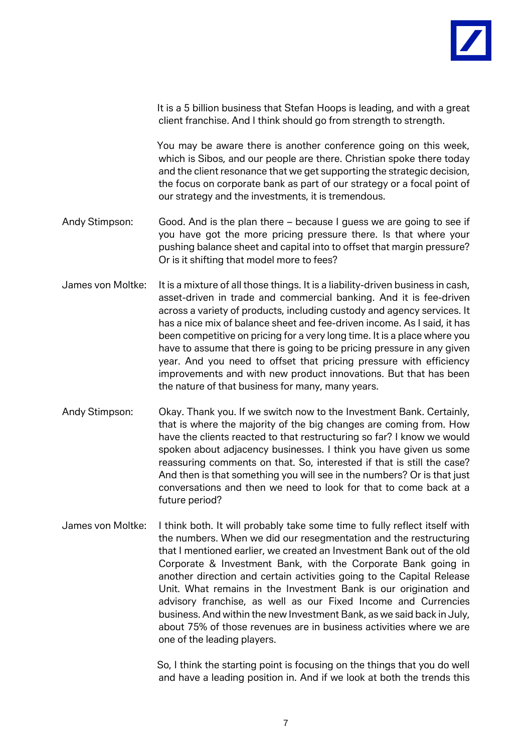It is a 5 billion business that Stefan Hoops is leading, and with a great client franchise. And I think should go from strength to strength.

You may be aware there is another conference going on this week, which is Sibos, and our people are there. Christian spoke there today and the client resonance that we get supporting the strategic decision, the focus on corporate bank as part of our strategy or a focal point of our strategy and the investments, it is tremendous.

**Andy Stimpson:** Good. And is the plan there – because I guess we are going to see if you have got the more pricing pressure there. Is that where your pushing balance sheet and capital into to offset that margin pressure? Or is it shifting that model more to fees?

**James von Moltke:** It is a mixture of all those things. It is a liability-driven business in cash, asset-driven in trade and commercial banking. And it is fee-driven across a variety of products, including custody and agency services. It has a nice mix of balance sheet and fee-driven income. As I said, it has been competitive on pricing for a very long time. It is a place where you have to assume that there is going to be pricing pressure in any given year. And you need to offset that pricing pressure with efficiency improvements and with new product innovations. But that has been the nature of that business for many, many years.

**Andy Stimpson:** Okay. Thank you. If we switch now to the Investment Bank. Certainly, that is where the majority of the big changes are coming from. How have the clients reacted to that restructuring so far? I know we would spoken about adjacency businesses. I think you have given us some reassuring comments on that. So, interested if that is still the case? And then is that something you will see in the numbers? Or is that just conversations and then we need to look for that to come back at a future period?

**James von Moltke:** I think both. It will probably take some time to fully reflect itself with the numbers. When we did our resegmentation and the restructuring that I mentioned earlier, we created an Investment Bank out of the old Corporate & Investment Bank, with the Corporate Bank going in another direction and certain activities going to the Capital Release Unit. What remains in the Investment Bank is our origination and advisory franchise, as well as our Fixed Income and Currencies business. And within the new Investment Bank, as we said back in July, about 75% of those revenues are in business activities where we are one of the leading players.

So, I think the starting point is focusing on the things that you do well and have a leading position in. And if we look at both the trends this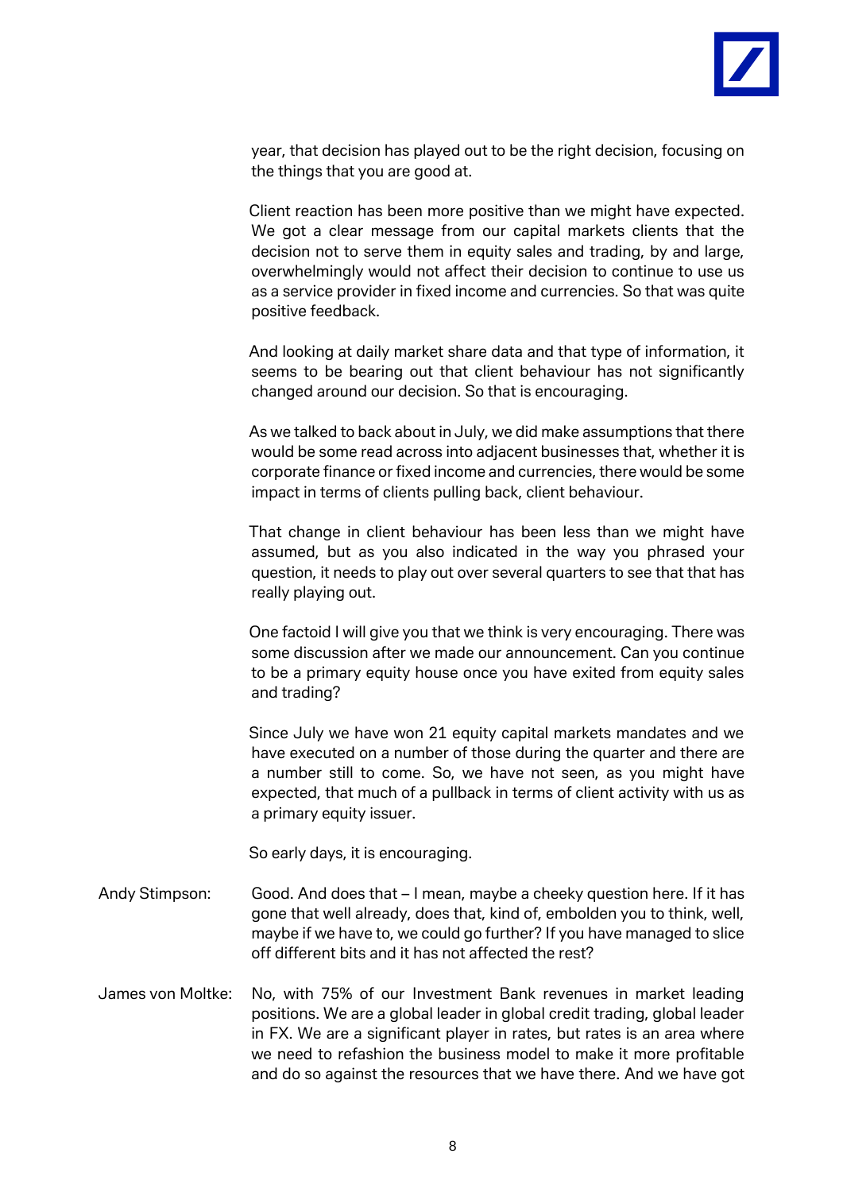year, that decision has played out to be the right decision, focusing on the things that you are good at.

Client reaction has been more positive than we might have expected. We got a clear message from our capital markets clients that the decision not to serve them in equity sales and trading, by and large, overwhelmingly would not affect their decision to continue to use us as a service provider in fixed income and currencies. So that was quite positive feedback.

And looking at daily market share data and that type of information, it seems to be bearing out that client behaviour has not significantly changed around our decision. So that is encouraging.

As we talked to back about in July, we did make assumptions that there would be some read across into adjacent businesses that, whether it is corporate finance or fixed income and currencies, there would be some impact in terms of clients pulling back, client behaviour.

That change in client behaviour has been less than we might have assumed, but as you also indicated in the way you phrased your question, it needs to play out over several quarters to see that that has really playing out.

One factoid I will give you that we think is very encouraging. There was some discussion after we made our announcement. Can you continue to be a primary equity house once you have exited from equity sales and trading?

Since July we have won 21 equity capital markets mandates and we have executed on a number of those during the quarter and there are a number still to come. So, we have not seen, as you might have expected, that much of a pullback in terms of client activity with us as a primary equity issuer.

So early days, it is encouraging.

Andy Stimpson: Good. And does that – I mean, maybe a cheeky question here. If it has gone that well already, does that, kind of, embolden you to think, well, maybe if we have to, we could go further? If you have managed to slice off different bits and it has not affected the rest?

James von Moltke: No, with 75% of our Investment Bank revenues in market leading positions. We are a global leader in global credit trading, global leader in FX. We are a significant player in rates, but rates is an area where we need to refashion the business model to make it more profitable and do so against the resources that we have there. And we have got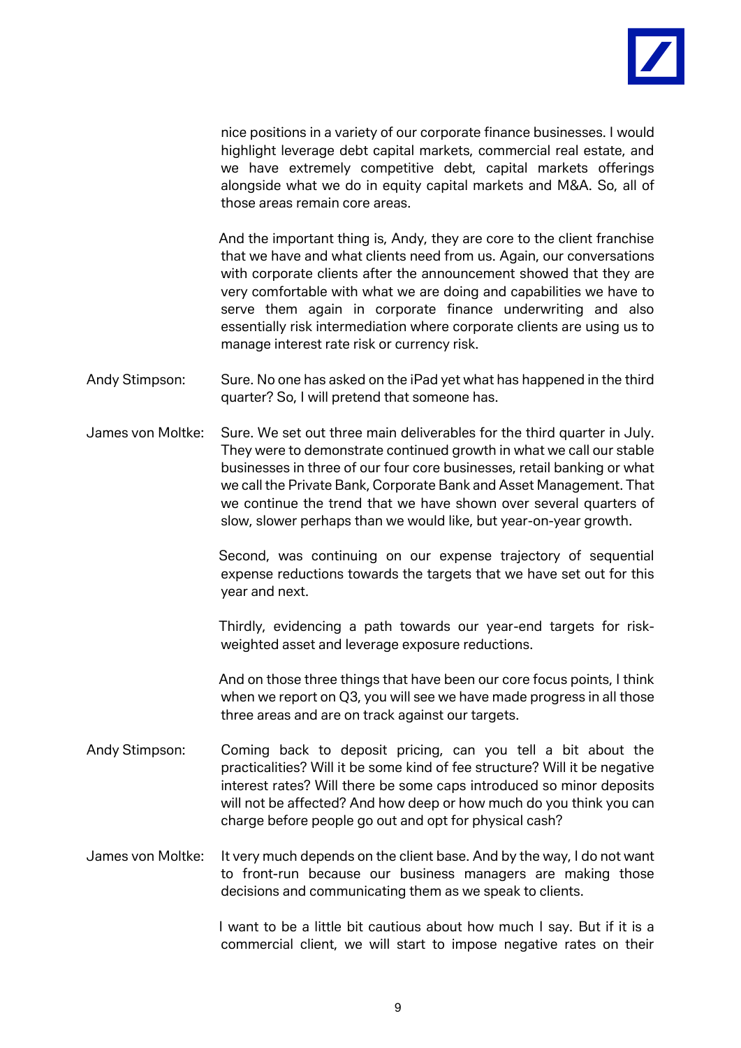nice positions in a variety of our corporate finance businesses. I would highlight leverage debt capital markets, commercial real estate, and we have extremely competitive debt, capital markets offerings alongside what we do in equity capital markets and M&A. So, all of those areas remain core areas.

And the important thing is, Andy, they are core to the client franchise that we have and what clients need from us. Again, our conversations with corporate clients after the announcement showed that they are very comfortable with what we are doing and capabilities we have to serve them again in corporate finance underwriting and also essentially risk intermediation where corporate clients are using us to manage interest rate risk or currency risk.

Andy Stimpson: Sure. No one has asked on the iPad yet what has happened in the third quarter? So, I will pretend that someone has.

James von Moltke: Sure. We set out three main deliverables for the third quarter in July. They were to demonstrate continued growth in what we call our stable businesses in three of our four core businesses, retail banking or what we call the Private Bank, Corporate Bank and Asset Management. That we continue the trend that we have shown over several quarters of slow, slower perhaps than we would like, but year-on-year growth.

Second, was continuing on our expense trajectory of sequential expense reductions towards the targets that we have set out for this year and next.

Thirdly, evidencing a path towards our year-end targets for risk-weighted asset and leverage exposure reductions.

And on those three things that have been our core focus points, I think when we report on Q3, you will see we have made progress in all those three areas and are on track against our targets.

Andy Stimpson: Coming back to deposit pricing, can you tell a bit about the practicalities? Will it be some kind of fee structure? Will it be negative interest rates? Will there be some caps introduced so minor deposits will not be affected? And how deep or how much do you think you can charge before people go out and opt for physical cash?

James von Moltke: It very much depends on the client base. And by the way, I do not want to front-run because our business managers are making those decisions and communicating them as we speak to clients.

I want to be a little bit cautious about how much I say. But if it is a commercial client, we will start to impose negative rates on their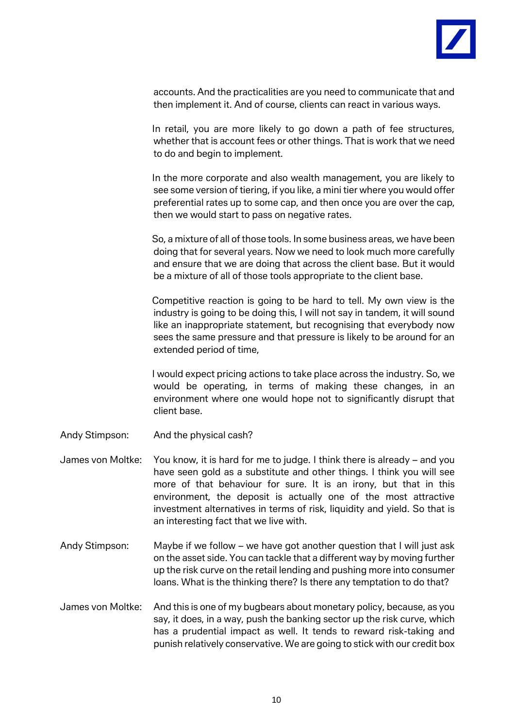accounts. And the practicalities are you need to communicate that and then implement it. And of course, clients can react in various ways.

In retail, you are more likely to go down a path of fee structures, whether that is account fees or other things. That is work that we need to do and begin to implement.

In the more corporate and also wealth management, you are likely to see some version of tiering, if you like, a mini tier where you would offer preferential rates up to some cap, and then once you are over the cap, then we would start to pass on negative rates.

So, a mixture of all of those tools. In some business areas, we have been doing that for several years. Now we need to look much more carefully and ensure that we are doing that across the client base. But it would be a mixture of all of those tools appropriate to the client base.

Competitive reaction is going to be hard to tell. My own view is the industry is going to be doing this, I will not say in tandem, it will sound like an inappropriate statement, but recognising that everybody now sees the same pressure and that pressure is likely to be around for an extended period of time,

I would expect pricing actions to take place across the industry. So, we would be operating, in terms of making these changes, in an environment where one would hope not to significantly disrupt that client base.

**Andy Stimpson:** And the physical cash?

**James von Moltke:** You know, it is hard for me to judge. I think there is already – and you have seen gold as a substitute and other things. I think you will see more of that behaviour for sure. It is an irony, but that in this environment, the deposit is actually one of the most attractive investment alternatives in terms of risk, liquidity and yield. So that is an interesting fact that we live with.

**Andy Stimpson:** Maybe if we follow – we have got another question that I will just ask on the asset side. You can tackle that a different way by moving further up the risk curve on the retail lending and pushing more into consumer loans. What is the thinking there? Is there any temptation to do that?

**James von Moltke:** And this is one of my bugbears about monetary policy, because, as you say, it does, in a way, push the banking sector up the risk curve, which has a prudential impact as well. It tends to reward risk-taking and punish relatively conservative. We are going to stick with our credit box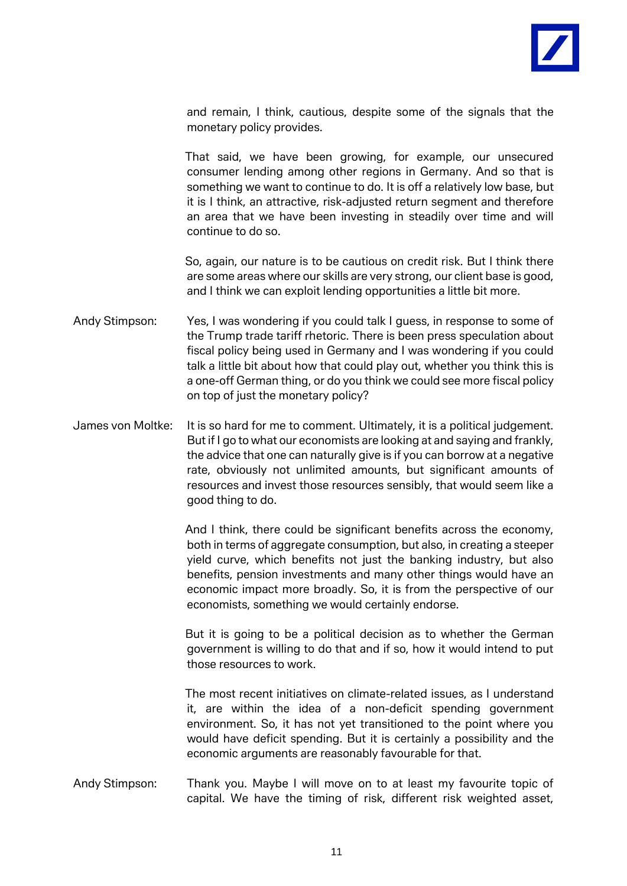and remain, I think, cautious, despite some of the signals that the monetary policy provides.

That said, we have been growing, for example, our unsecured consumer lending among other regions in Germany. And so that is something we want to continue to do. It is off a relatively low base, but it is I think, an attractive, risk-adjusted return segment and therefore an area that we have been investing in steadily over time and will continue to do so.

So, again, our nature is to be cautious on credit risk. But I think there are some areas where our skills are very strong, our client base is good, and I think we can exploit lending opportunities a little bit more.

Andy Stimpson: Yes, I was wondering if you could talk I guess, in response to some of the Trump trade tariff rhetoric. There is been press speculation about fiscal policy being used in Germany and I was wondering if you could talk a little bit about how that could play out, whether you think this is a one-off German thing, or do you think we could see more fiscal policy on top of just the monetary policy?

James von Moltke: It is so hard for me to comment. Ultimately, it is a political judgement. But if I go to what our economists are looking at and saying and frankly, the advice that one can naturally give is if you can borrow at a negative rate, obviously not unlimited amounts, but significant amounts of resources and invest those resources sensibly, that would seem like a good thing to do.

And I think, there could be significant benefits across the economy, both in terms of aggregate consumption, but also, in creating a steeper yield curve, which benefits not just the banking industry, but also benefits, pension investments and many other things would have an economic impact more broadly. So, it is from the perspective of our economists, something we would certainly endorse.

But it is going to be a political decision as to whether the German government is willing to do that and if so, how it would intend to put those resources to work.

The most recent initiatives on climate-related issues, as I understand it, are within the idea of a non-deficit spending government environment. So, it has not yet transitioned to the point where you would have deficit spending. But it is certainly a possibility and the economic arguments are reasonably favourable for that.

Andy Stimpson: Thank you. Maybe I will move on to at least my favourite topic of capital. We have the timing of risk, different risk weighted asset,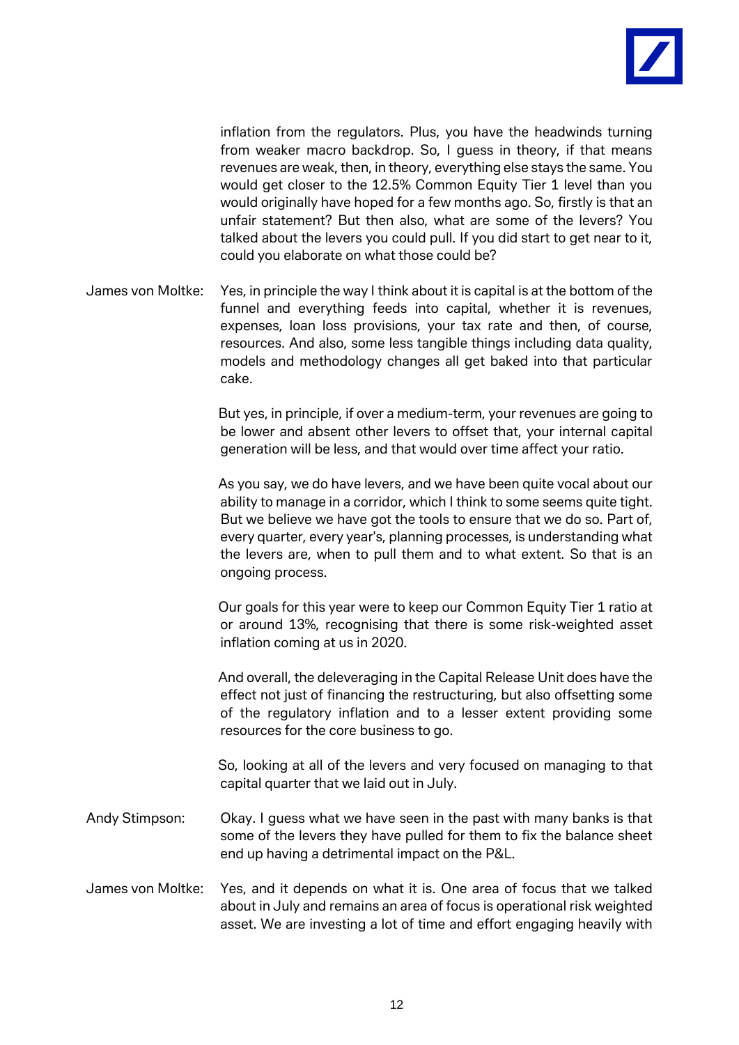inflation from the regulators. Plus, you have the headwinds turning from weaker macro backdrop. So, I guess in theory, if that means revenues are weak, then, in theory, everything else stays the same. You would get closer to the 12.5% Common Equity Tier 1 level than you would originally have hoped for a few months ago. So, firstly is that an unfair statement? But then also, what are some of the levers? You talked about the levers you could pull. If you did start to get near to it, could you elaborate on what those could be?

James von Moltke: Yes, in principle the way I think about it is capital is at the bottom of the funnel and everything feeds into capital, whether it is revenues, expenses, loan loss provisions, your tax rate and then, of course, resources. And also, some less tangible things including data quality, models and methodology changes all get baked into that particular cake.

But yes, in principle, if over a medium-term, your revenues are going to be lower and absent other levers to offset that, your internal capital generation will be less, and that would over time affect your ratio.

As you say, we do have levers, and we have been quite vocal about our ability to manage in a corridor, which I think to some seems quite tight. But we believe we have got the tools to ensure that we do so. Part of, every quarter, every year's, planning processes, is understanding what the levers are, when to pull them and to what extent. So that is an ongoing process.

Our goals for this year were to keep our Common Equity Tier 1 ratio at or around 13%, recognising that there is some risk-weighted asset inflation coming at us in 2020.

And overall, the deleveraging in the Capital Release Unit does have the effect not just of financing the restructuring, but also offsetting some of the regulatory inflation and to a lesser extent providing some resources for the core business to go.

So, looking at all of the levers and very focused on managing to that capital quarter that we laid out in July.

Andy Stimpson: Okay. I guess what we have seen in the past with many banks is that some of the levers they have pulled for them to fix the balance sheet end up having a detrimental impact on the P&L.

James von Moltke: Yes, and it depends on what it is. One area of focus that we talked about in July and remains an area of focus is operational risk weighted asset. We are investing a lot of time and effort engaging heavily with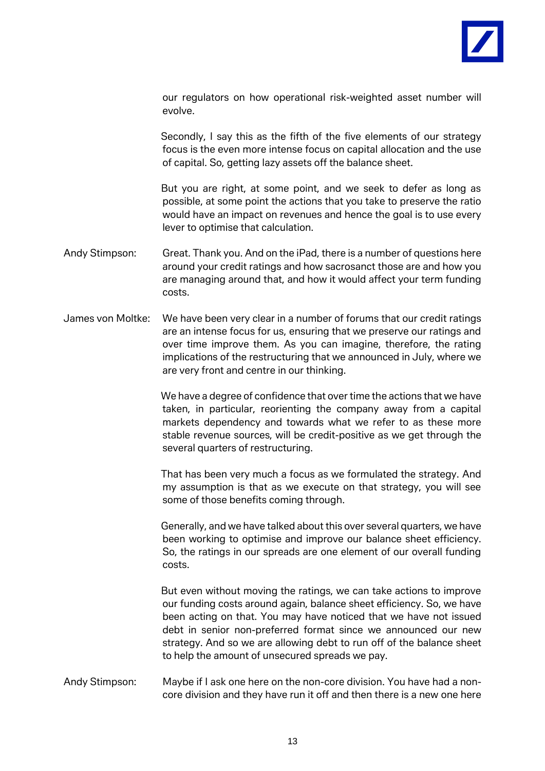our regulators on how operational risk-weighted asset number will evolve.

Secondly, I say this as the fifth of the five elements of our strategy focus is the even more intense focus on capital allocation and the use of capital. So, getting lazy assets off the balance sheet.

But you are right, at some point, and we seek to defer as long as possible, at some point the actions that you take to preserve the ratio would have an impact on revenues and hence the goal is to use every lever to optimise that calculation.

**Andy Stimpson:** Great. Thank you. And on the iPad, there is a number of questions here around your credit ratings and how sacrosanct those are and how you are managing around that, and how it would affect your term funding costs.

**James von Moltke:** We have been very clear in a number of forums that our credit ratings are an intense focus for us, ensuring that we preserve our ratings and over time improve them. As you can imagine, therefore, the rating implications of the restructuring that we announced in July, where we are very front and centre in our thinking.

We have a degree of confidence that over time the actions that we have taken, in particular, reorienting the company away from a capital markets dependency and towards what we refer to as these more stable revenue sources, will be credit-positive as we get through the several quarters of restructuring.

That has been very much a focus as we formulated the strategy. And my assumption is that as we execute on that strategy, you will see some of those benefits coming through.

Generally, and we have talked about this over several quarters, we have been working to optimise and improve our balance sheet efficiency. So, the ratings in our spreads are one element of our overall funding costs.

But even without moving the ratings, we can take actions to improve our funding costs around again, balance sheet efficiency. So, we have been acting on that. You may have noticed that we have not issued debt in senior non-preferred format since we announced our new strategy. And so we are allowing debt to run off of the balance sheet to help the amount of unsecured spreads we pay.

**Andy Stimpson:** Maybe if I ask one here on the non-core division. You have had a non-core division and they have run it off and then there is a new one here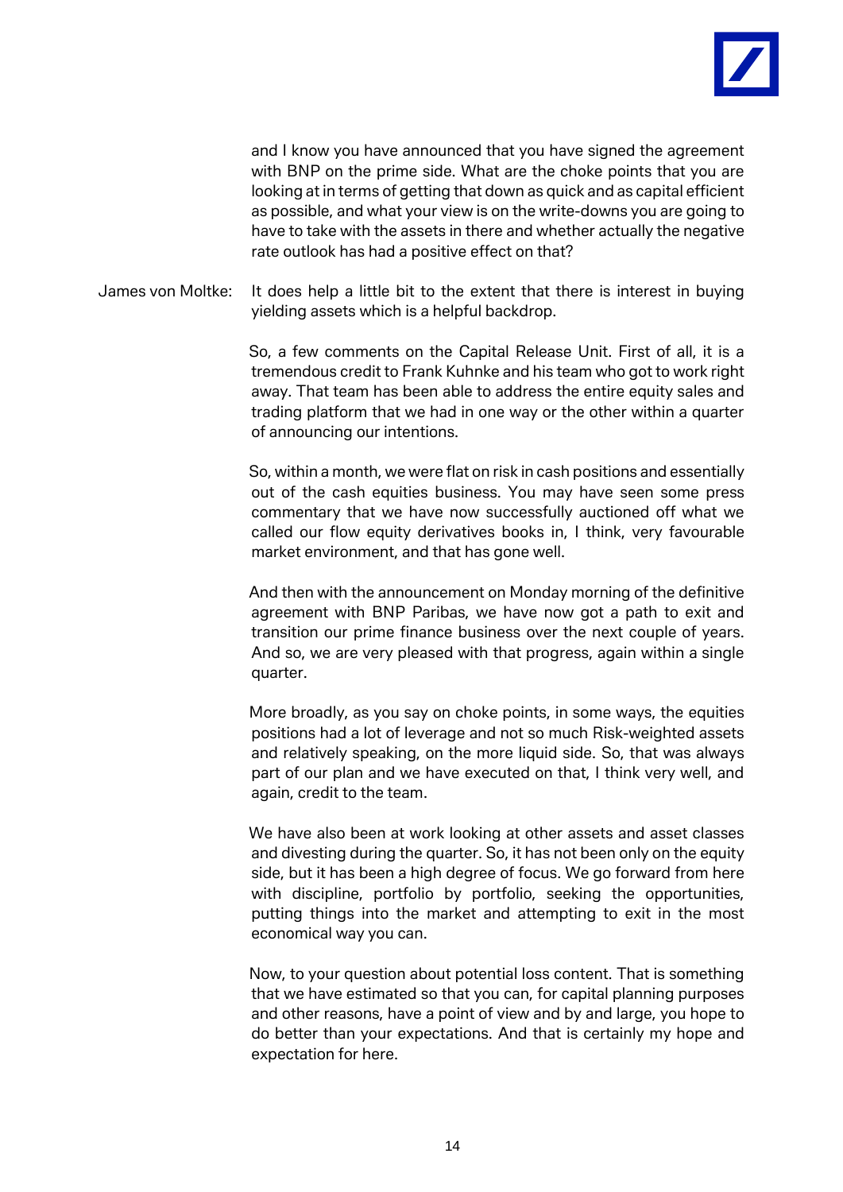and I know you have announced that you have signed the agreement with BNP on the prime side. What are the choke points that you are looking at in terms of getting that down as quick and as capital efficient as possible, and what your view is on the write-downs you are going to have to take with the assets in there and whether actually the negative rate outlook has had a positive effect on that?

James von Moltke: It does help a little bit to the extent that there is interest in buying yielding assets which is a helpful backdrop.

So, a few comments on the Capital Release Unit. First of all, it is a tremendous credit to Frank Kuhnke and his team who got to work right away. That team has been able to address the entire equity sales and trading platform that we had in one way or the other within a quarter of announcing our intentions.

So, within a month, we were flat on risk in cash positions and essentially out of the cash equities business. You may have seen some press commentary that we have now successfully auctioned off what we called our flow equity derivatives books in, I think, very favourable market environment, and that has gone well.

And then with the announcement on Monday morning of the definitive agreement with BNP Paribas, we have now got a path to exit and transition our prime finance business over the next couple of years. And so, we are very pleased with that progress, again within a single quarter.

More broadly, as you say on choke points, in some ways, the equities positions had a lot of leverage and not so much Risk-weighted assets and relatively speaking, on the more liquid side. So, that was always part of our plan and we have executed on that, I think very well, and again, credit to the team.

We have also been at work looking at other assets and asset classes and divesting during the quarter. So, it has not been only on the equity side, but it has been a high degree of focus. We go forward from here with discipline, portfolio by portfolio, seeking the opportunities, putting things into the market and attempting to exit in the most economical way you can.

Now, to your question about potential loss content. That is something that we have estimated so that you can, for capital planning purposes and other reasons, have a point of view and by and large, you hope to do better than your expectations. And that is certainly my hope and expectation for here.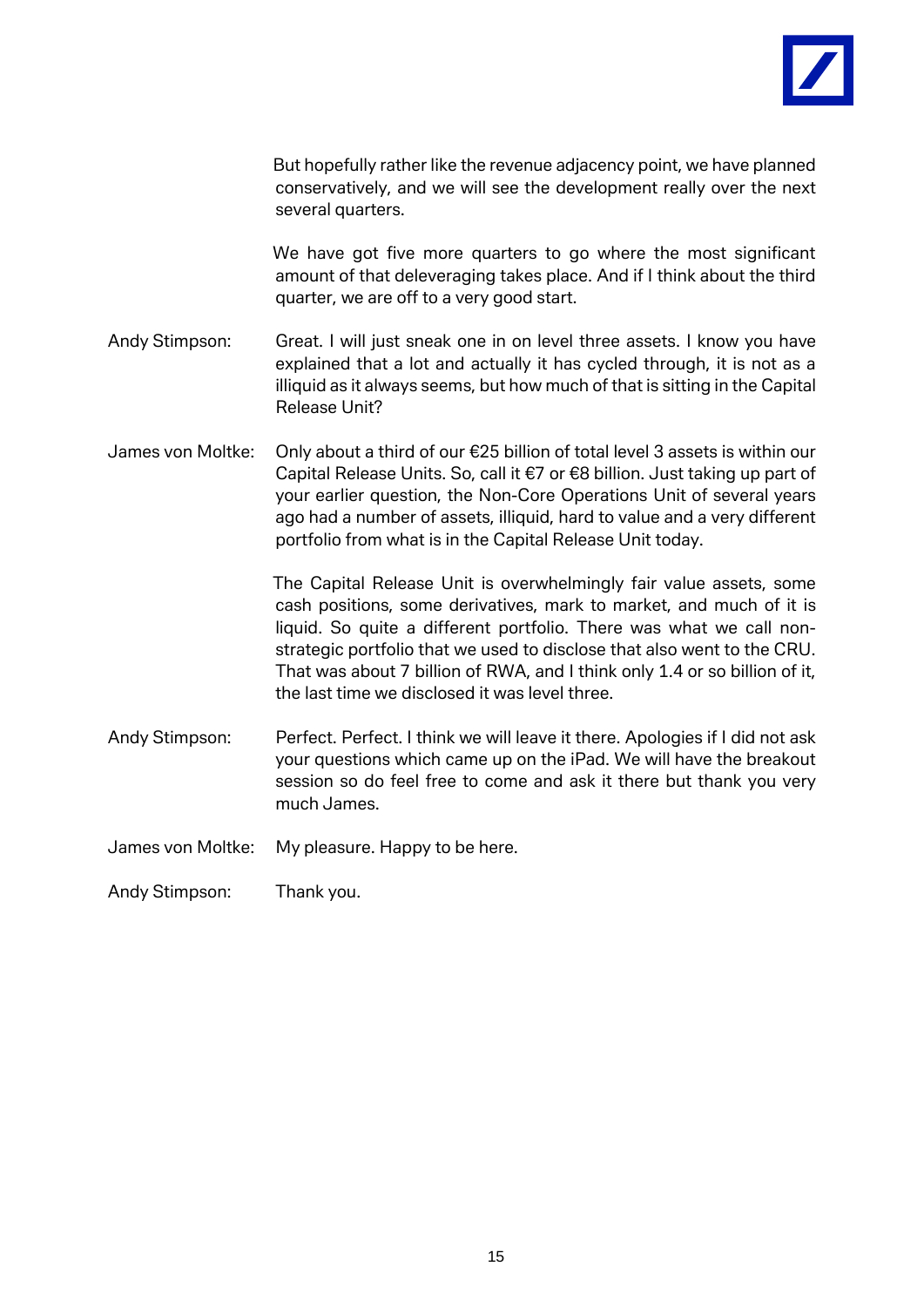But hopefully rather like the revenue adjacency point, we have planned conservatively, and we will see the development really over the next several quarters.

We have got five more quarters to go where the most significant amount of that deleveraging takes place. And if I think about the third quarter, we are off to a very good start.

Andy Stimpson: Great. I will just sneak one in on level three assets. I know you have explained that a lot and actually it has cycled through, it is not as a illiquid as it always seems, but how much of that is sitting in the Capital Release Unit?

James von Moltke: Only about a third of our €25 billion of total level 3 assets is within our Capital Release Units. So, call it €7 or €8 billion. Just taking up part of your earlier question, the Non-Core Operations Unit of several years ago had a number of assets, illiquid, hard to value and a very different portfolio from what is in the Capital Release Unit today.

The Capital Release Unit is overwhelmingly fair value assets, some cash positions, some derivatives, mark to market, and much of it is liquid. So quite a different portfolio. There was what we call non-strategic portfolio that we used to disclose that also went to the CRU. That was about 7 billion of RWA, and I think only 1.4 or so billion of it, the last time we disclosed it was level three.

Andy Stimpson: Perfect. Perfect. I think we will leave it there. Apologies if I did not ask your questions which came up on the iPad. We will have the breakout session so do feel free to come and ask it there but thank you very much James.

James von Moltke: My pleasure. Happy to be here.

Andy Stimpson: Thank you.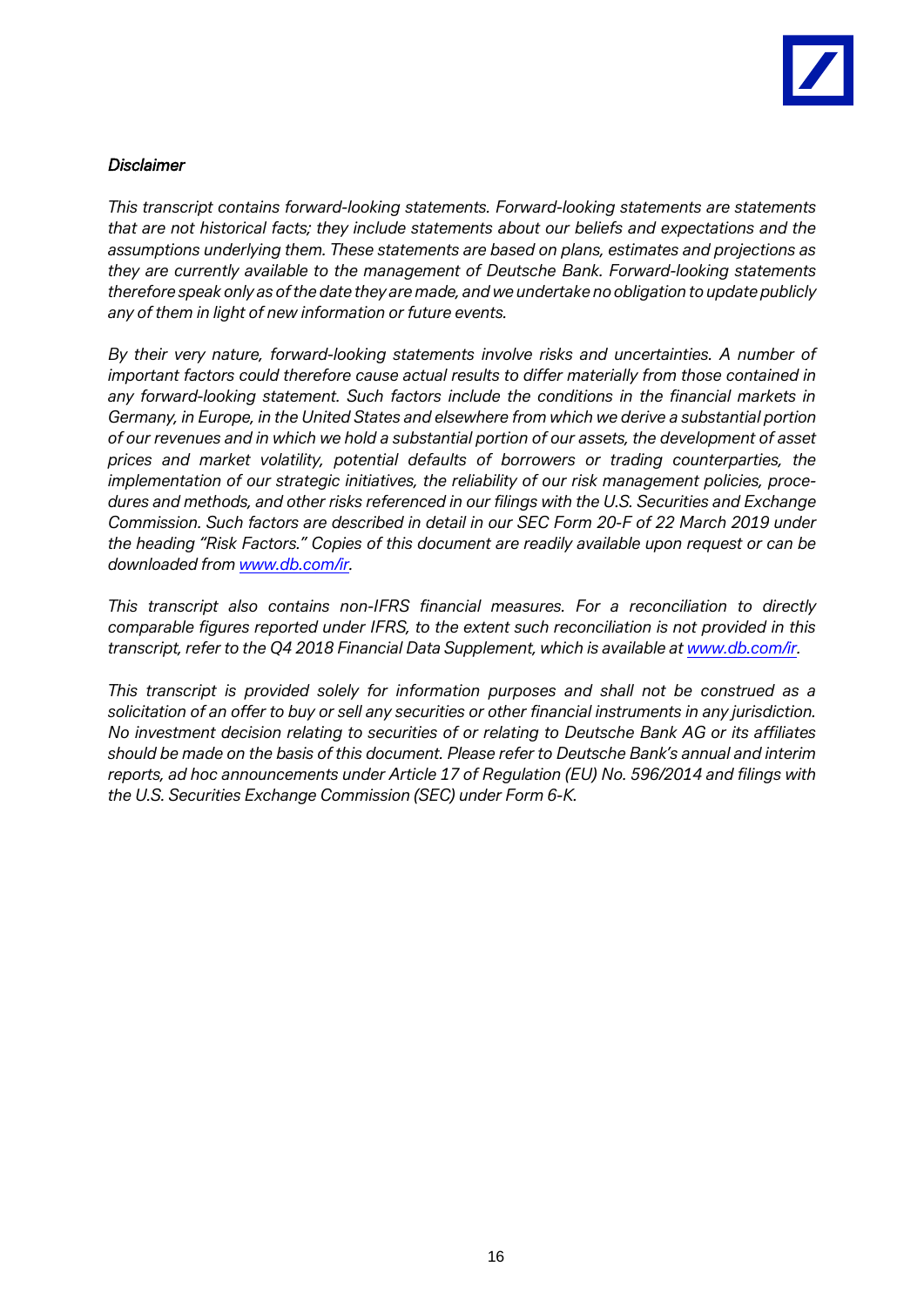*Disclaimer*

*This transcript contains forward-looking statements. Forward-looking statements are statements that are not historical facts; they include statements about our beliefs and expectations and the assumptions underlying them. These statements are based on plans, estimates and projections as they are currently available to the management of Deutsche Bank. Forward-looking statements therefore speak only as of the date they are made, and we undertake no obligation to update publicly any of them in light of new information or future events.*

*By their very nature, forward-looking statements involve risks and uncertainties. A number of important factors could therefore cause actual results to differ materially from those contained in any forward-looking statement. Such factors include the conditions in the financial markets in Germany, in Europe, in the United States and elsewhere from which we derive a substantial portion of our revenues and in which we hold a substantial portion of our assets, the development of asset prices and market volatility, potential defaults of borrowers or trading counterparties, the implementation of our strategic initiatives, the reliability of our risk management policies, procedures and methods, and other risks referenced in our filings with the U.S. Securities and Exchange Commission. Such factors are described in detail in our SEC Form 20-F of 22 March 2019 under the heading "Risk Factors." Copies of this document are readily available upon request or can be downloaded from [www.db.com/ir](www.db.com/ir).*

*This transcript also contains non-IFRS financial measures. For a reconciliation to directly comparable figures reported under IFRS, to the extent such reconciliation is not provided in this transcript, refer to the Q4 2018 Financial Data Supplement, which is available at [www.db.com/ir](www.db.com/ir).*

*This transcript is provided solely for information purposes and shall not be construed as a solicitation of an offer to buy or sell any securities or other financial instruments in any jurisdiction. No investment decision relating to securities of or relating to Deutsche Bank AG or its affiliates should be made on the basis of this document. Please refer to Deutsche Bank's annual and interim reports, ad hoc announcements under Article 17 of Regulation (EU) No. 596/2014 and filings with the U.S. Securities Exchange Commission (SEC) under Form 6-K.*